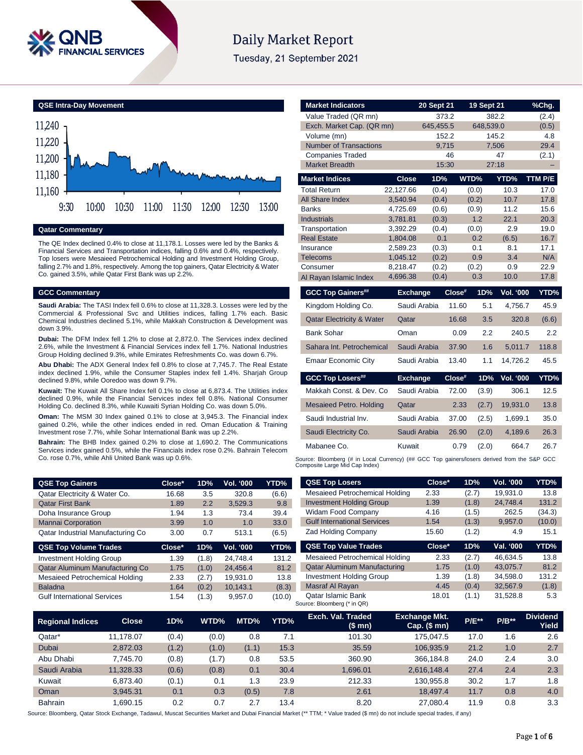# Daily Market Report

Tuesday, 21 September 2021

## QSE Intra-Day Movement

## Qatar Commentary

The QE Index declined 0.4% to close at 11,178.1. Losses were led by the Banks & Financial Services and Transportation indices, falling 0.6% and 0.4%, respectively. Top losers were Mesaieed Petrochemical Holding and Investment Holding Group, falling 2.7% and 1.8%, respectively. Among the top gainers, Qatar Electricity & Water Co. gained 3.5%, while Qatar First Bank was up 2.2%.

## GCC Commentary

**Saudi Arabia:** The TASI Index fell 0.6% to close at 11,328.3. Losses were led by the Commercial & Professional Svc and Utilities indices, falling 1.7% each. Basic Chemical Industries declined 5.1%, while Makkah Construction & Development was down 3.9%.

**Dubai:** The DFM Index fell 1.2% to close at 2,872.0. The Services index declined 2.6%, while the Investment & Financial Services index fell 1.7%. National Industries Group Holding declined 9.3%, while Emirates Refreshments Co. was down 6.7%.

**Abu Dhabi:** The ADX General Index fell 0.8% to close at 7,745.7. The Real Estate index declined 1.9%, while the Consumer Staples index fell 1.4%. Sharjah Group declined 9.8%, while Ooredoo was down 9.7%.

**Kuwait:** The Kuwait All Share Index fell 0.1% to close at 6,873.4. The Utilities index declined 0.9%, while the Financial Services index fell 0.8%. National Consumer Holding Co. declined 8.3%, while Kuwaiti Syrian Holding Co. was down 5.0%.

**Oman:** The MSM 30 Index gained 0.1% to close at 3,945.3. The Financial index gained 0.2%, while the other indices ended in red. Oman Education & Training Investment rose 7.7%, while Sohar International Bank was up 2.2%.

**Bahrain:** The BHB Index gained 0.2% to close at 1,690.2. The Communications Services index gained 0.5%, while the Financials index rose 0.2%. Bahrain Telecom Co. rose 0.7%, while Ahli United Bank was up 0.6%.

| Market Indicators | 20 Sept 21 | 19 Sept 21 | %Chg. |
|---|---|---|---|
| Value Traded (QR mn) | 373.2 | 382.2 | (2.4) |
| Exch. Market Cap. (QR mn) | 645,455.5 | 648,539.0 | (0.5) |
| Volume (mn) | 152.2 | 145.2 | 4.8 |
| Number of Transactions | 9,715 | 7,506 | 29.4 |
| Companies Traded | 46 | 47 | (2.1) |
| Market Breadth | 15:30 | 27:18 | – |

| Market Indices | Close | 1D% | WTD% | YTD% | TTM P/E |
|---|---|---|---|---|---|
| Total Return | 22,127.66 | (0.4) | (0.0) | 10.3 | 17.0 |
| All Share Index | 3,540.94 | (0.4) | (0.2) | 10.7 | 17.8 |
| Banks | 4,725.69 | (0.6) | (0.9) | 11.2 | 15.6 |
| Industrials | 3,781.81 | (0.3) | 1.2 | 22.1 | 20.3 |
| Transportation | 3,392.29 | (0.4) | (0.0) | 2.9 | 19.0 |
| Real Estate | 1,804.08 | 0.1 | 0.2 | (6.5) | 16.7 |
| Insurance | 2,589.23 | (0.3) | 0.1 | 8.1 | 17.1 |
| Telecoms | 1,045.12 | (0.2) | 0.9 | 3.4 | N/A |
| Consumer | 8,218.47 | (0.2) | (0.2) | 0.9 | 22.9 |
| Al Rayan Islamic Index | 4,696.38 | (0.4) | 0.3 | 10.0 | 17.8 |

| GCC Top Gainers## | Exchange | Close# | 1D% | Vol. '000 | YTD% |
|---|---|---|---|---|---|
| Kingdom Holding Co. | Saudi Arabia | 11.60 | 5.1 | 4,756.7 | 45.9 |
| Qatar Electricity & Water | Qatar | 16.68 | 3.5 | 320.8 | (6.6) |
| Bank Sohar | Oman | 0.09 | 2.2 | 240.5 | 2.2 |
| Sahara Int. Petrochemical | Saudi Arabia | 37.90 | 1.6 | 5,011.7 | 118.8 |
| Emaar Economic City | Saudi Arabia | 13.40 | 1.1 | 14,726.2 | 45.5 |

| GCC Top Losers## | Exchange | Close# | 1D% | Vol. '000 | YTD% |
|---|---|---|---|---|---|
| Makkah Const. & Dev. Co | Saudi Arabia | 72.00 | (3.9) | 306.1 | 12.5 |
| Mesaieed Petro. Holding | Qatar | 2.33 | (2.7) | 19,931.0 | 13.8 |
| Saudi Industrial Inv. | Saudi Arabia | 37.00 | (2.5) | 1,699.1 | 35.0 |
| Saudi Electricity Co. | Saudi Arabia | 26.90 | (2.0) | 4,189.6 | 26.3 |
| Mabanee Co. | Kuwait | 0.79 | (2.0) | 664.7 | 26.7 |

Source: Bloomberg (# in Local Currency) (## GCC Top gainers/losers derived from the S&P GCC Composite Large Mid Cap Index)

| QSE Top Gainers | Close* | 1D% | Vol. '000 | YTD% |
|---|---|---|---|---|
| Qatar Electricity & Water Co. | 16.68 | 3.5 | 320.8 | (6.6) |
| Qatar First Bank | 1.89 | 2.2 | 3,529.3 | 9.8 |
| Doha Insurance Group | 1.94 | 1.3 | 73.4 | 39.4 |
| Mannai Corporation | 3.99 | 1.0 | 1.0 | 33.0 |
| Qatar Industrial Manufacturing Co | 3.00 | 0.7 | 513.1 | (6.5) |

| QSE Top Volume Trades | Close* | 1D% | Vol. '000 | YTD% |
|---|---|---|---|---|
| Investment Holding Group | 1.39 | (1.8) | 24,748.4 | 131.2 |
| Qatar Aluminum Manufacturing Co | 1.75 | (1.0) | 24,456.4 | 81.2 |
| Mesaieed Petrochemical Holding | 2.33 | (2.7) | 19,931.0 | 13.8 |
| Baladna | 1.64 | (0.2) | 10,143.1 | (8.3) |
| Gulf International Services | 1.54 | (1.3) | 9,957.0 | (10.0) |

| QSE Top Losers | Close* | 1D% | Vol. '000 | YTD% |
|---|---|---|---|---|
| Mesaieed Petrochemical Holding | 2.33 | (2.7) | 19,931.0 | 13.8 |
| Investment Holding Group | 1.39 | (1.8) | 24,748.4 | 131.2 |
| Widam Food Company | 4.16 | (1.5) | 262.5 | (34.3) |
| Gulf International Services | 1.54 | (1.3) | 9,957.0 | (10.0) |
| Zad Holding Company | 15.60 | (1.2) | 4.9 | 15.1 |

| QSE Top Value Trades | Close* | 1D% | Val. '000 | YTD% |
|---|---|---|---|---|
| Mesaieed Petrochemical Holding | 2.33 | (2.7) | 46,634.5 | 13.8 |
| Qatar Aluminum Manufacturing | 1.75 | (1.0) | 43,075.7 | 81.2 |
| Investment Holding Group | 1.39 | (1.8) | 34,598.0 | 131.2 |
| Masraf Al Rayan | 4.45 | (0.4) | 32,567.9 | (1.8) |
| Qatar Islamic Bank | 18.01 | (1.1) | 31,528.8 | 5.3 |

Source: Bloomberg (* in QR)

| Regional Indices | Close | 1D% | WTD% | MTD% | YTD% | Exch. Val. Traded ($ mn) | Exchange Mkt. Cap. ($ mn) | P/E** | P/B** | Dividend Yield |
|---|---|---|---|---|---|---|---|---|---|---|
| Qatar* | 11,178.07 | (0.4) | (0.0) | 0.8 | 7.1 | 101.30 | 175,047.5 | 17.0 | 1.6 | 2.6 |
| Dubai | 2,872.03 | (1.2) | (1.0) | (1.1) | 15.3 | 35.59 | 106,935.9 | 21.2 | 1.0 | 2.7 |
| Abu Dhabi | 7,745.70 | (0.8) | (1.7) | 0.8 | 53.5 | 360.90 | 366,184.8 | 24.0 | 2.4 | 3.0 |
| Saudi Arabia | 11,328.33 | (0.6) | (0.8) | 0.1 | 30.4 | 1,696.01 | 2,616,148.4 | 27.4 | 2.4 | 2.3 |
| Kuwait | 6,873.40 | (0.1) | 0.1 | 0.1 | 23.9 | 212.33 | 130,955.8 | 30.2 | 1.7 | 1.8 |
| Oman | 3,945.31 | 0.1 | 0.3 | (0.5) | 7.8 | 2.61 | 18,497.4 | 11.7 | 0.8 | 4.0 |
| Bahrain | 1,690.15 | 0.2 | 0.7 | 2.7 | 13.4 | 8.20 | 27,080.4 | 11.9 | 0.8 | 3.3 |

Source: Bloomberg, Qatar Stock Exchange, Tadawul, Muscat Securities Market and Dubai Financial Market (** TTM; * Value traded ($ mn) do not include special trades, if any)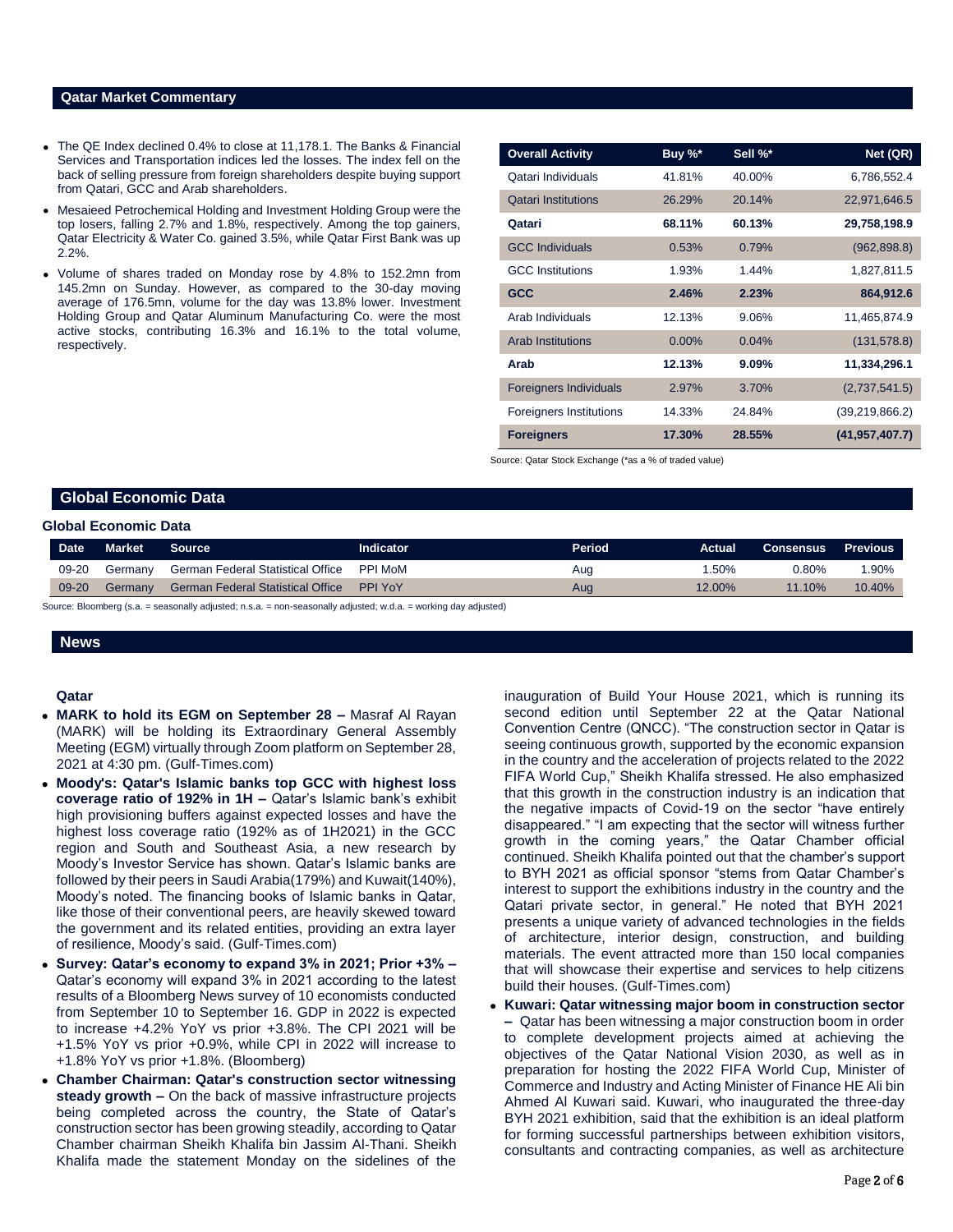## Qatar Market Commentary

- The QE Index declined 0.4% to close at 11,178.1. The Banks & Financial Services and Transportation indices led the losses. The index fell on the back of selling pressure from foreign shareholders despite buying support from Qatari, GCC and Arab shareholders.
- Mesaieed Petrochemical Holding and Investment Holding Group were the top losers, falling 2.7% and 1.8%, respectively. Among the top gainers, Qatar Electricity & Water Co. gained 3.5%, while Qatar First Bank was up 2.2%.
- Volume of shares traded on Monday rose by 4.8% to 152.2mn from 145.2mn on Sunday. However, as compared to the 30-day moving average of 176.5mn, volume for the day was 13.8% lower. Investment Holding Group and Qatar Aluminum Manufacturing Co. were the most active stocks, contributing 16.3% and 16.1% to the total volume, respectively.

| Overall Activity | Buy %* | Sell %* | Net (QR) |
|---|---|---|---|
| Qatari Individuals | 41.81% | 40.00% | 6,786,552.4 |
| Qatari Institutions | 26.29% | 20.14% | 22,971,646.5 |
| **Qatari** | **68.11%** | **60.13%** | **29,758,198.9** |
| GCC Individuals | 0.53% | 0.79% | (962,898.8) |
| GCC Institutions | 1.93% | 1.44% | 1,827,811.5 |
| **GCC** | **2.46%** | **2.23%** | **864,912.6** |
| Arab Individuals | 12.13% | 9.06% | 11,465,874.9 |
| Arab Institutions | 0.00% | 0.04% | (131,578.8) |
| **Arab** | **12.13%** | **9.09%** | **11,334,296.1** |
| Foreigners Individuals | 2.97% | 3.70% | (2,737,541.5) |
| Foreigners Institutions | 14.33% | 24.84% | (39,219,866.2) |
| **Foreigners** | **17.30%** | **28.55%** | **(41,957,407.7)** |

Source: Qatar Stock Exchange (*as a % of traded value)

## Global Economic Data

### Global Economic Data

| Date | Market | Source | Indicator | Period | Actual | Consensus | Previous |
|---|---|---|---|---|---|---|---|
| 09-20 | Germany | German Federal Statistical Office | PPI MoM | Aug | 1.50% | 0.80% | 1.90% |
| 09-20 | Germany | German Federal Statistical Office | PPI YoY | Aug | 12.00% | 11.10% | 10.40% |

Source: Bloomberg (s.a. = seasonally adjusted; n.s.a. = non-seasonally adjusted; w.d.a. = working day adjusted)

## News

### Qatar

- **MARK to hold its EGM on September 28 –** Masraf Al Rayan (MARK) will be holding its Extraordinary General Assembly Meeting (EGM) virtually through Zoom platform on September 28, 2021 at 4:30 pm. (Gulf-Times.com)
- **Moody's: Qatar's Islamic banks top GCC with highest loss coverage ratio of 192% in 1H –** Qatar's Islamic bank's exhibit high provisioning buffers against expected losses and have the highest loss coverage ratio (192% as of 1H2021) in the GCC region and South and Southeast Asia, a new research by Moody's Investor Service has shown. Qatar's Islamic banks are followed by their peers in Saudi Arabia(179%) and Kuwait(140%), Moody's noted. The financing books of Islamic banks in Qatar, like those of their conventional peers, are heavily skewed toward the government and its related entities, providing an extra layer of resilience, Moody's said. (Gulf-Times.com)
- **Survey: Qatar's economy to expand 3% in 2021; Prior +3% –** Qatar's economy will expand 3% in 2021 according to the latest results of a Bloomberg News survey of 10 economists conducted from September 10 to September 16. GDP in 2022 is expected to increase +4.2% YoY vs prior +3.8%. The CPI 2021 will be +1.5% YoY vs prior +0.9%, while CPI in 2022 will increase to +1.8% YoY vs prior +1.8%. (Bloomberg)
- **Chamber Chairman: Qatar's construction sector witnessing steady growth –** On the back of massive infrastructure projects being completed across the country, the State of Qatar's construction sector has been growing steadily, according to Qatar Chamber chairman Sheikh Khalifa bin Jassim Al-Thani. Sheikh Khalifa made the statement Monday on the sidelines of the inauguration of Build Your House 2021, which is running its second edition until September 22 at the Qatar National Convention Centre (QNCC). "The construction sector in Qatar is seeing continuous growth, supported by the economic expansion in the country and the acceleration of projects related to the 2022 FIFA World Cup," Sheikh Khalifa stressed. He also emphasized that this growth in the construction industry is an indication that the negative impacts of Covid-19 on the sector "have entirely disappeared." "I am expecting that the sector will witness further growth in the coming years," the Qatar Chamber official continued. Sheikh Khalifa pointed out that the chamber's support to BYH 2021 as official sponsor "stems from Qatar Chamber's interest to support the exhibitions industry in the country and the Qatari private sector, in general." He noted that BYH 2021 presents a unique variety of advanced technologies in the fields of architecture, interior design, construction, and building materials. The event attracted more than 150 local companies that will showcase their expertise and services to help citizens build their houses. (Gulf-Times.com)
- **Kuwari: Qatar witnessing major boom in construction sector –** Qatar has been witnessing a major construction boom in order to complete development projects aimed at achieving the objectives of the Qatar National Vision 2030, as well as in preparation for hosting the 2022 FIFA World Cup, Minister of Commerce and Industry and Acting Minister of Finance HE Ali bin Ahmed Al Kuwari said. Kuwari, who inaugurated the three-day BYH 2021 exhibition, said that the exhibition is an ideal platform for forming successful partnerships between exhibition visitors, consultants and contracting companies, as well as architecture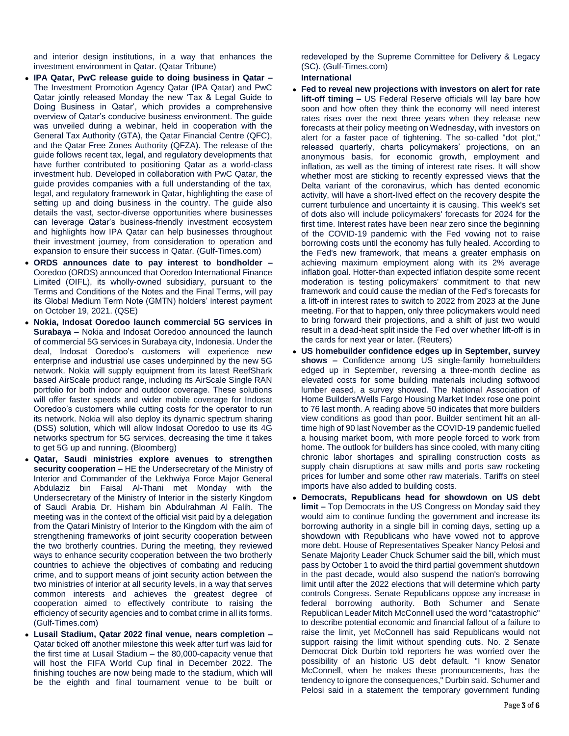and interior design institutions, in a way that enhances the investment environment in Qatar. (Qatar Tribune)

- **IPA Qatar, PwC release guide to doing business in Qatar –** The Investment Promotion Agency Qatar (IPA Qatar) and PwC Qatar jointly released Monday the new 'Tax & Legal Guide to Doing Business in Qatar', which provides a comprehensive overview of Qatar's conducive business environment. The guide was unveiled during a webinar, held in cooperation with the General Tax Authority (GTA), the Qatar Financial Centre (QFC), and the Qatar Free Zones Authority (QFZA). The release of the guide follows recent tax, legal, and regulatory developments that have further contributed to positioning Qatar as a world-class investment hub. Developed in collaboration with PwC Qatar, the guide provides companies with a full understanding of the tax, legal, and regulatory framework in Qatar, highlighting the ease of setting up and doing business in the country. The guide also details the vast, sector-diverse opportunities where businesses can leverage Qatar's business-friendly investment ecosystem and highlights how IPA Qatar can help businesses throughout their investment journey, from consideration to operation and expansion to ensure their success in Qatar. (Gulf-Times.com)
- **ORDS announces date to pay interest to bondholder –** Ooredoo (ORDS) announced that Ooredoo International Finance Limited (OIFL), its wholly-owned subsidiary, pursuant to the Terms and Conditions of the Notes and the Final Terms, will pay its Global Medium Term Note (GMTN) holders' interest payment on October 19, 2021. (QSE)
- **Nokia, Indosat Ooredoo launch commercial 5G services in Surabaya –** Nokia and Indosat Ooredoo announced the launch of commercial 5G services in Surabaya city, Indonesia. Under the deal, Indosat Ooredoo's customers will experience new enterprise and industrial use cases underpinned by the new 5G network. Nokia will supply equipment from its latest ReefShark based AirScale product range, including its AirScale Single RAN portfolio for both indoor and outdoor coverage. These solutions will offer faster speeds and wider mobile coverage for Indosat Ooredoo's customers while cutting costs for the operator to run its network. Nokia will also deploy its dynamic spectrum sharing (DSS) solution, which will allow Indosat Ooredoo to use its 4G networks spectrum for 5G services, decreasing the time it takes to get 5G up and running. (Bloomberg)
- **Qatar, Saudi ministries explore avenues to strengthen security cooperation –** HE the Undersecretary of the Ministry of Interior and Commander of the Lekhwiya Force Major General Abdulaziz bin Faisal Al-Thani met Monday with the Undersecretary of the Ministry of Interior in the sisterly Kingdom of Saudi Arabia Dr. Hisham bin Abdulrahman Al Falih. The meeting was in the context of the official visit paid by a delegation from the Qatari Ministry of Interior to the Kingdom with the aim of strengthening frameworks of joint security cooperation between the two brotherly countries. During the meeting, they reviewed ways to enhance security cooperation between the two brotherly countries to achieve the objectives of combating and reducing crime, and to support means of joint security action between the two ministries of interior at all security levels, in a way that serves common interests and achieves the greatest degree of cooperation aimed to effectively contribute to raising the efficiency of security agencies and to combat crime in all its forms. (Gulf-Times.com)
- **Lusail Stadium, Qatar 2022 final venue, nears completion –** Qatar ticked off another milestone this week after turf was laid for the first time at Lusail Stadium – the 80,000-capacity venue that will host the FIFA World Cup final in December 2022. The finishing touches are now being made to the stadium, which will be the eighth and final tournament venue to be built or redeveloped by the Supreme Committee for Delivery & Legacy (SC). (Gulf-Times.com)

**International**

- **Fed to reveal new projections with investors on alert for rate lift-off timing –** US Federal Reserve officials will lay bare how soon and how often they think the economy will need interest rates rises over the next three years when they release new forecasts at their policy meeting on Wednesday, with investors on alert for a faster pace of tightening. The so-called "dot plot," released quarterly, charts policymakers' projections, on an anonymous basis, for economic growth, employment and inflation, as well as the timing of interest rate rises. It will show whether most are sticking to recently expressed views that the Delta variant of the coronavirus, which has dented economic activity, will have a short-lived effect on the recovery despite the current turbulence and uncertainty it is causing. This week's set of dots also will include policymakers' forecasts for 2024 for the first time. Interest rates have been near zero since the beginning of the COVID-19 pandemic with the Fed vowing not to raise borrowing costs until the economy has fully healed. According to the Fed's new framework, that means a greater emphasis on achieving maximum employment along with its 2% average inflation goal. Hotter-than expected inflation despite some recent moderation is testing policymakers' commitment to that new framework and could cause the median of the Fed's forecasts for a lift-off in interest rates to switch to 2022 from 2023 at the June meeting. For that to happen, only three policymakers would need to bring forward their projections, and a shift of just two would result in a dead-heat split inside the Fed over whether lift-off is in the cards for next year or later. (Reuters)
- **US homebuilder confidence edges up in September, survey shows –** Confidence among US single-family homebuilders edged up in September, reversing a three-month decline as elevated costs for some building materials including softwood lumber eased, a survey showed. The National Association of Home Builders/Wells Fargo Housing Market Index rose one point to 76 last month. A reading above 50 indicates that more builders view conditions as good than poor. Builder sentiment hit an all-time high of 90 last November as the COVID-19 pandemic fuelled a housing market boom, with more people forced to work from home. The outlook for builders has since cooled, with many citing chronic labor shortages and spiralling construction costs as supply chain disruptions at saw mills and ports saw rocketing prices for lumber and some other raw materials. Tariffs on steel imports have also added to building costs.
- **Democrats, Republicans head for showdown on US debt limit –** Top Democrats in the US Congress on Monday said they would aim to continue funding the government and increase its borrowing authority in a single bill in coming days, setting up a showdown with Republicans who have vowed not to approve more debt. House of Representatives Speaker Nancy Pelosi and Senate Majority Leader Chuck Schumer said the bill, which must pass by October 1 to avoid the third partial government shutdown in the past decade, would also suspend the nation's borrowing limit until after the 2022 elections that will determine which party controls Congress. Senate Republicans oppose any increase in federal borrowing authority. Both Schumer and Senate Republican Leader Mitch McConnell used the word "catastrophic" to describe potential economic and financial fallout of a failure to raise the limit, yet McConnell has said Republicans would not support raising the limit without spending cuts. No. 2 Senate Democrat Dick Durbin told reporters he was worried over the possibility of an historic US debt default. "I know Senator McConnell, when he makes these pronouncements, has the tendency to ignore the consequences," Durbin said. Schumer and Pelosi said in a statement the temporary government funding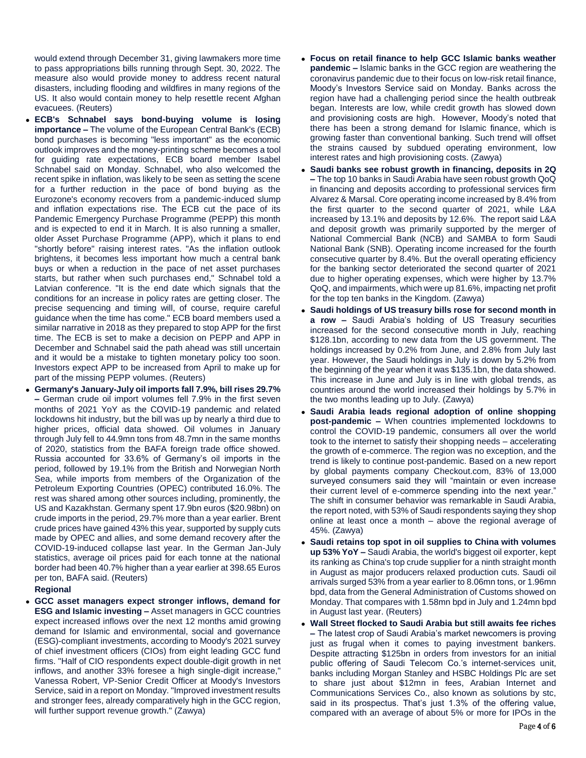would extend through December 31, giving lawmakers more time to pass appropriations bills running through Sept. 30, 2022. The measure also would provide money to address recent natural disasters, including flooding and wildfires in many regions of the US. It also would contain money to help resettle recent Afghan evacuees. (Reuters)

- **ECB's Schnabel says bond-buying volume is losing importance –** The volume of the European Central Bank's (ECB) bond purchases is becoming "less important" as the economic outlook improves and the money-printing scheme becomes a tool for guiding rate expectations, ECB board member Isabel Schnabel said on Monday. Schnabel, who also welcomed the recent spike in inflation, was likely to be seen as setting the scene for a further reduction in the pace of bond buying as the Eurozone's economy recovers from a pandemic-induced slump and inflation expectations rise. The ECB cut the pace of its Pandemic Emergency Purchase Programme (PEPP) this month and is expected to end it in March. It is also running a smaller, older Asset Purchase Programme (APP), which it plans to end "shortly before" raising interest rates. "As the inflation outlook brightens, it becomes less important how much a central bank buys or when a reduction in the pace of net asset purchases starts, but rather when such purchases end," Schnabel told a Latvian conference. "It is the end date which signals that the conditions for an increase in policy rates are getting closer. The precise sequencing and timing will, of course, require careful guidance when the time has come." ECB board members used a similar narrative in 2018 as they prepared to stop APP for the first time. The ECB is set to make a decision on PEPP and APP in December and Schnabel said the path ahead was still uncertain and it would be a mistake to tighten monetary policy too soon. Investors expect APP to be increased from April to make up for part of the missing PEPP volumes. (Reuters)
- **Germany's January-July oil imports fall 7.9%, bill rises 29.7% –** German crude oil import volumes fell 7.9% in the first seven months of 2021 YoY as the COVID-19 pandemic and related lockdowns hit industry, but the bill was up by nearly a third due to higher prices, official data showed. Oil volumes in January through July fell to 44.9mn tons from 48.7mn in the same months of 2020, statistics from the BAFA foreign trade office showed. Russia accounted for 33.6% of Germany's oil imports in the period, followed by 19.1% from the British and Norwegian North Sea, while imports from members of the Organization of the Petroleum Exporting Countries (OPEC) contributed 16.0%. The rest was shared among other sources including, prominently, the US and Kazakhstan. Germany spent 17.9bn euros ($20.98bn) on crude imports in the period, 29.7% more than a year earlier. Brent crude prices have gained 43% this year, supported by supply cuts made by OPEC and allies, and some demand recovery after the COVID-19-induced collapse last year. In the German Jan-July statistics, average oil prices paid for each tonne at the national border had been 40.7% higher than a year earlier at 398.65 Euros per ton, BAFA said. (Reuters)

**Regional**

- **GCC asset managers expect stronger inflows, demand for ESG and Islamic investing –** Asset managers in GCC countries expect increased inflows over the next 12 months amid growing demand for Islamic and environmental, social and governance (ESG)-compliant investments, according to Moody's 2021 survey of chief investment officers (CIOs) from eight leading GCC fund firms. "Half of CIO respondents expect double-digit growth in net inflows, and another 33% foresee a high single-digit increase," Vanessa Robert, VP-Senior Credit Officer at Moody's Investors Service, said in a report on Monday. "Improved investment results and stronger fees, already comparatively high in the GCC region, will further support revenue growth." (Zawya)
- **Focus on retail finance to help GCC Islamic banks weather pandemic –** Islamic banks in the GCC region are weathering the coronavirus pandemic due to their focus on low-risk retail finance, Moody's Investors Service said on Monday. Banks across the region have had a challenging period since the health outbreak began. Interests are low, while credit growth has slowed down and provisioning costs are high. However, Moody's noted that there has been a strong demand for Islamic finance, which is growing faster than conventional banking. Such trend will offset the strains caused by subdued operating environment, low interest rates and high provisioning costs. (Zawya)
- **Saudi banks see robust growth in financing, deposits in 2Q –** The top 10 banks in Saudi Arabia have seen robust growth QoQ in financing and deposits according to professional services firm Alvarez & Marsal. Core operating income increased by 8.4% from the first quarter to the second quarter of 2021, while L&A increased by 13.1% and deposits by 12.6%. The report said L&A and deposit growth was primarily supported by the merger of National Commercial Bank (NCB) and SAMBA to form Saudi National Bank (SNB). Operating income increased for the fourth consecutive quarter by 8.4%. But the overall operating efficiency for the banking sector deteriorated the second quarter of 2021 due to higher operating expenses, which were higher by 13.7% QoQ, and impairments, which were up 81.6%, impacting net profit for the top ten banks in the Kingdom. (Zawya)
- **Saudi holdings of US treasury bills rose for second month in a row –** Saudi Arabia's holding of US Treasury securities increased for the second consecutive month in July, reaching $128.1bn, according to new data from the US government. The holdings increased by 0.2% from June, and 2.8% from July last year. However, the Saudi holdings in July is down by 5.2% from the beginning of the year when it was $135.1bn, the data showed. This increase in June and July is in line with global trends, as countries around the world increased their holdings by 5.7% in the two months leading up to July. (Zawya)
- **Saudi Arabia leads regional adoption of online shopping post-pandemic –** When countries implemented lockdowns to control the COVID-19 pandemic, consumers all over the world took to the internet to satisfy their shopping needs – accelerating the growth of e-commerce. The region was no exception, and the trend is likely to continue post-pandemic. Based on a new report by global payments company Checkout.com, 83% of 13,000 surveyed consumers said they will "maintain or even increase their current level of e-commerce spending into the next year." The shift in consumer behavior was remarkable in Saudi Arabia, the report noted, with 53% of Saudi respondents saying they shop online at least once a month – above the regional average of 45%. (Zawya)
- **Saudi retains top spot in oil supplies to China with volumes up 53% YoY –** Saudi Arabia, the world's biggest oil exporter, kept its ranking as China's top crude supplier for a ninth straight month in August as major producers relaxed production cuts. Saudi oil arrivals surged 53% from a year earlier to 8.06mn tons, or 1.96mn bpd, data from the General Administration of Customs showed on Monday. That compares with 1.58mn bpd in July and 1.24mn bpd in August last year. (Reuters)
- **Wall Street flocked to Saudi Arabia but still awaits fee riches –** The latest crop of Saudi Arabia's market newcomers is proving just as frugal when it comes to paying investment bankers. Despite attracting $125bn in orders from investors for an initial public offering of Saudi Telecom Co.'s internet-services unit, banks including Morgan Stanley and HSBC Holdings Plc are set to share just about $12mn in fees, Arabian Internet and Communications Services Co., also known as solutions by stc, said in its prospectus. That's just 1.3% of the offering value, compared with an average of about 5% or more for IPOs in the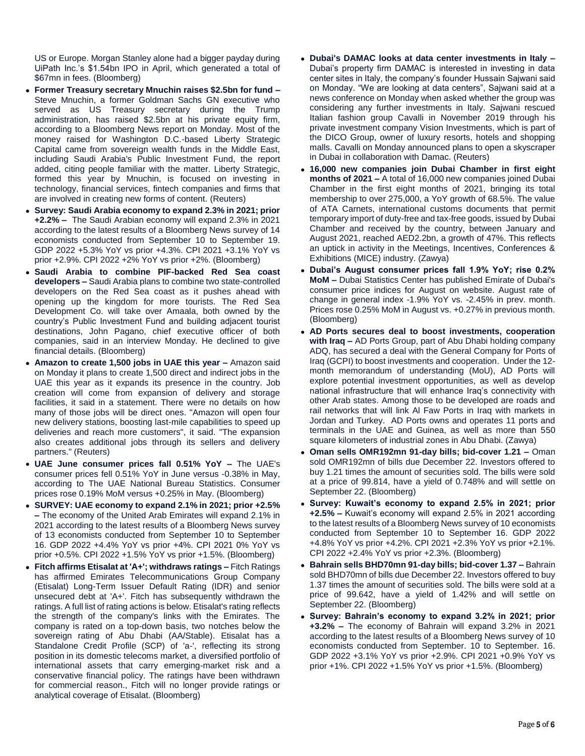US or Europe. Morgan Stanley alone had a bigger payday during UiPath Inc.'s $1.54bn IPO in April, which generated a total of $67mn in fees. (Bloomberg)

- **Former Treasury secretary Mnuchin raises $2.5bn for fund –** Steve Mnuchin, a former Goldman Sachs GN executive who served as US Treasury secretary during the Trump administration, has raised $2.5bn at his private equity firm, according to a Bloomberg News report on Monday. Most of the money raised for Washington D.C.-based Liberty Strategic Capital came from sovereign wealth funds in the Middle East, including Saudi Arabia's Public Investment Fund, the report added, citing people familiar with the matter. Liberty Strategic, formed this year by Mnuchin, is focused on investing in technology, financial services, fintech companies and firms that are involved in creating new forms of content. (Reuters)
- **Survey: Saudi Arabia economy to expand 2.3% in 2021; prior +2.2% –** The Saudi Arabian economy will expand 2.3% in 2021 according to the latest results of a Bloomberg News survey of 14 economists conducted from September 10 to September 19. GDP 2022 +5.3% YoY vs prior +4.3%. CPI 2021 +3.1% YoY vs prior +2.9%. CPI 2022 +2% YoY vs prior +2%. (Bloomberg)
- **Saudi Arabia to combine PIF-backed Red Sea coast developers –** Saudi Arabia plans to combine two state-controlled developers on the Red Sea coast as it pushes ahead with opening up the kingdom for more tourists. The Red Sea Development Co. will take over Amaala, both owned by the country's Public Investment Fund and building adjacent tourist destinations, John Pagano, chief executive officer of both companies, said in an interview Monday. He declined to give financial details. (Bloomberg)
- **Amazon to create 1,500 jobs in UAE this year –** Amazon said on Monday it plans to create 1,500 direct and indirect jobs in the UAE this year as it expands its presence in the country. Job creation will come from expansion of delivery and storage facilities, it said in a statement. There were no details on how many of those jobs will be direct ones. "Amazon will open four new delivery stations, boosting last-mile capabilities to speed up deliveries and reach more customers", it said. "The expansion also creates additional jobs through its sellers and delivery partners." (Reuters)
- **UAE June consumer prices fall 0.51% YoY –** The UAE's consumer prices fell 0.51% YoY in June versus -0.38% in May, according to The UAE National Bureau Statistics. Consumer prices rose 0.19% MoM versus +0.25% in May. (Bloomberg)
- **SURVEY: UAE economy to expand 2.1% in 2021; prior +2.5% –** The economy of the United Arab Emirates will expand 2.1% in 2021 according to the latest results of a Bloomberg News survey of 13 economists conducted from September 10 to September 16. GDP 2022 +4.4% YoY vs prior +4%. CPI 2021 0% YoY vs prior +0.5%. CPI 2022 +1.5% YoY vs prior +1.5%. (Bloomberg)
- **Fitch affirms Etisalat at 'A+'; withdraws ratings –** Fitch Ratings has affirmed Emirates Telecommunications Group Company (Etisalat) Long-Term Issuer Default Rating (IDR) and senior unsecured debt at 'A+'. Fitch has subsequently withdrawn the ratings. A full list of rating actions is below. Etisalat's rating reflects the strength of the company's links with the Emirates. The company is rated on a top-down basis, two notches below the sovereign rating of Abu Dhabi (AA/Stable). Etisalat has a Standalone Credit Profile (SCP) of 'a-', reflecting its strong position in its domestic telecoms market, a diversified portfolio of international assets that carry emerging-market risk and a conservative financial policy. The ratings have been withdrawn for commercial reason., Fitch will no longer provide ratings or analytical coverage of Etisalat. (Bloomberg)
- **Dubai's DAMAC looks at data center investments in Italy –** Dubai's property firm DAMAC is interested in investing in data center sites in Italy, the company's founder Hussain Sajwani said on Monday. "We are looking at data centers", Sajwani said at a news conference on Monday when asked whether the group was considering any further investments in Italy. Sajwani rescued Italian fashion group Cavalli in November 2019 through his private investment company Vision Investments, which is part of the DICO Group, owner of luxury resorts, hotels and shopping malls. Cavalli on Monday announced plans to open a skyscraper in Dubai in collaboration with Damac. (Reuters)
- **16,000 new companies join Dubai Chamber in first eight months of 2021 –** A total of 16,000 new companies joined Dubai Chamber in the first eight months of 2021, bringing its total membership to over 275,000, a YoY growth of 68.5%. The value of ATA Carnets, international customs documents that permit temporary import of duty-free and tax-free goods, issued by Dubai Chamber and received by the country, between January and August 2021, reached AED2.2bn, a growth of 47%. This reflects an uptick in activity in the Meetings, Incentives, Conferences & Exhibitions (MICE) industry. (Zawya)
- **Dubai's August consumer prices fall 1.9% YoY; rise 0.2% MoM –** Dubai Statistics Center has published Emirate of Dubai's consumer price indices for August on website. August rate of change in general index -1.9% YoY vs. -2.45% in prev. month. Prices rose 0.25% MoM in August vs. +0.27% in previous month. (Bloomberg)
- **AD Ports secures deal to boost investments, cooperation with Iraq –** AD Ports Group, part of Abu Dhabi holding company ADQ, has secured a deal with the General Company for Ports of Iraq (GCPI) to boost investments and cooperation. Under the 12-month memorandum of understanding (MoU), AD Ports will explore potential investment opportunities, as well as develop national infrastructure that will enhance Iraq's connectivity with other Arab states. Among those to be developed are roads and rail networks that will link Al Faw Ports in Iraq with markets in Jordan and Turkey. AD Ports owns and operates 11 ports and terminals in the UAE and Guinea, as well as more than 550 square kilometers of industrial zones in Abu Dhabi. (Zawya)
- **Oman sells OMR192mn 91-day bills; bid-cover 1.21 –** Oman sold OMR192mn of bills due December 22. Investors offered to buy 1.21 times the amount of securities sold. The bills were sold at a price of 99.814, have a yield of 0.748% and will settle on September 22. (Bloomberg)
- **Survey: Kuwait's economy to expand 2.5% in 2021; prior +2.5% –** Kuwait's economy will expand 2.5% in 2021 according to the latest results of a Bloomberg News survey of 10 economists conducted from September 10 to September 16. GDP 2022 +4.8% YoY vs prior +4.2%. CPI 2021 +2.3% YoY vs prior +2.1%. CPI 2022 +2.4% YoY vs prior +2.3%. (Bloomberg)
- **Bahrain sells BHD70mn 91-day bills; bid-cover 1.37 –** Bahrain sold BHD70mn of bills due December 22. Investors offered to buy 1.37 times the amount of securities sold. The bills were sold at a price of 99.642, have a yield of 1.42% and will settle on September 22. (Bloomberg)
- **Survey: Bahrain's economy to expand 3.2% in 2021; prior +3.2% –** The economy of Bahrain will expand 3.2% in 2021 according to the latest results of a Bloomberg News survey of 10 economists conducted from September. 10 to September. 16. GDP 2022 +3.1% YoY vs prior +2.9%. CPI 2021 +0.9% YoY vs prior +1%. CPI 2022 +1.5% YoY vs prior +1.5%. (Bloomberg)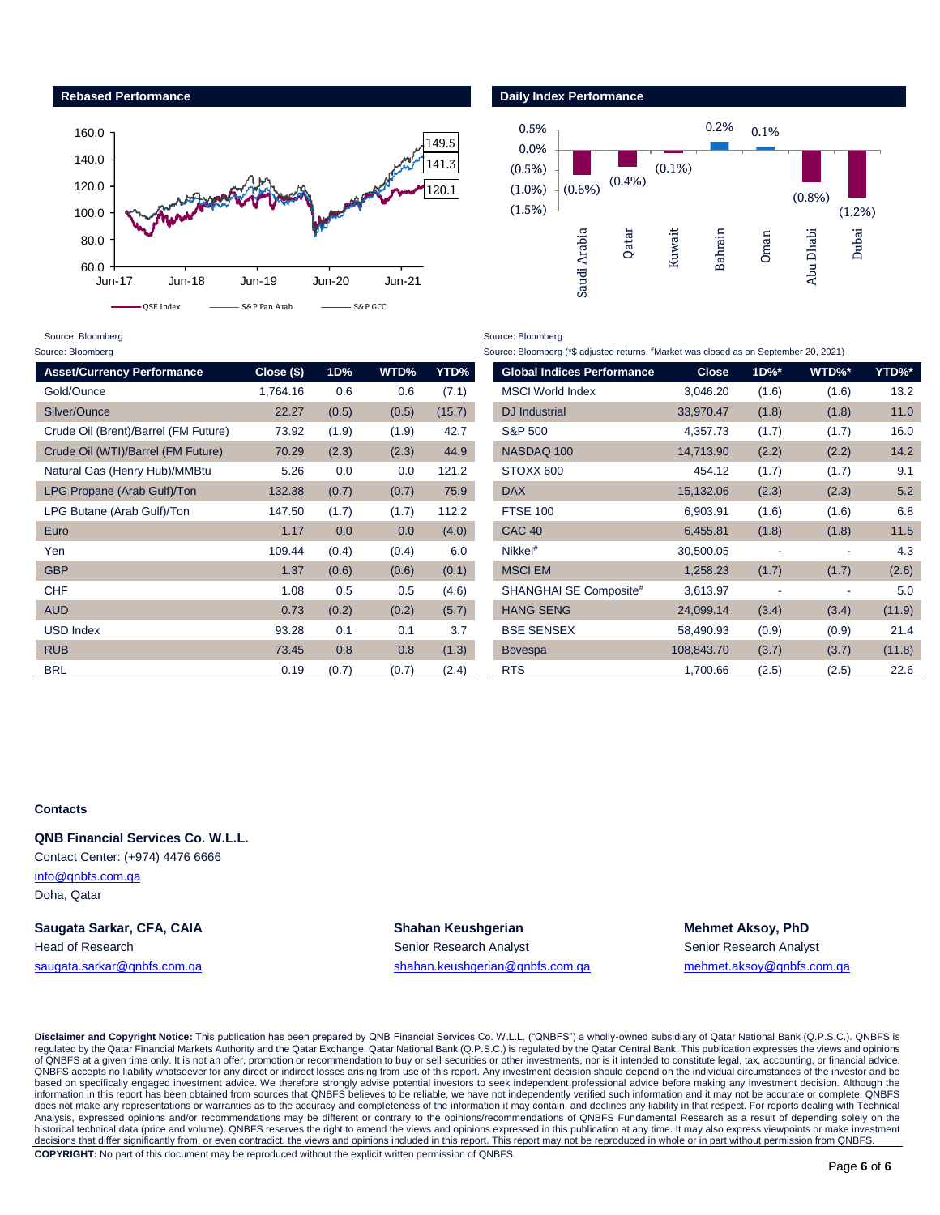## Rebased Performance

160.0
140.0
120.0
100.0
80.0
60.0
Jun-17
Jun-18
Jun-19
Jun-20
Jun-21
149.5
141.3
120.1
QSE Index
S&P Pan Arab
S&P GCC

Source: Bloomberg

## Daily Index Performance

0.5%
0.0%
(0.5%)
(1.0%)
(1.5%)
(0.6%)
(0.4%)
(0.1%)
0.2%
0.1%
(0.8%)
(1.2%)
Saudi Arabia
Qatar
Kuwait
Bahrain
Oman
Abu Dhabi
Dubai

Source: Bloomberg

| Asset/Currency Performance | Close ($) | 1D% | WTD% | YTD% |
|---|---|---|---|---|
| Gold/Ounce | 1,764.16 | 0.6 | 0.6 | (7.1) |
| Silver/Ounce | 22.27 | (0.5) | (0.5) | (15.7) |
| Crude Oil (Brent)/Barrel (FM Future) | 73.92 | (1.9) | (1.9) | 42.7 |
| Crude Oil (WTI)/Barrel (FM Future) | 70.29 | (2.3) | (2.3) | 44.9 |
| Natural Gas (Henry Hub)/MMBtu | 5.26 | 0.0 | 0.0 | 121.2 |
| LPG Propane (Arab Gulf)/Ton | 132.38 | (0.7) | (0.7) | 75.9 |
| LPG Butane (Arab Gulf)/Ton | 147.50 | (1.7) | (1.7) | 112.2 |
| Euro | 1.17 | 0.0 | 0.0 | (4.0) |
| Yen | 109.44 | (0.4) | (0.4) | 6.0 |
| GBP | 1.37 | (0.6) | (0.6) | (0.1) |
| CHF | 1.08 | 0.5 | 0.5 | (4.6) |
| AUD | 0.73 | (0.2) | (0.2) | (5.7) |
| USD Index | 93.28 | 0.1 | 0.1 | 3.7 |
| RUB | 73.45 | 0.8 | 0.8 | (1.3) |
| BRL | 0.19 | (0.7) | (0.7) | (2.4) |

Source: Bloomberg

| Global Indices Performance | Close | 1D%* | WTD%* | YTD%* |
|---|---|---|---|---|
| MSCI World Index | 3,046.20 | (1.6) | (1.6) | 13.2 |
| DJ Industrial | 33,970.47 | (1.8) | (1.8) | 11.0 |
| S&P 500 | 4,357.73 | (1.7) | (1.7) | 16.0 |
| NASDAQ 100 | 14,713.90 | (2.2) | (2.2) | 14.2 |
| STOXX 600 | 454.12 | (1.7) | (1.7) | 9.1 |
| DAX | 15,132.06 | (2.3) | (2.3) | 5.2 |
| FTSE 100 | 6,903.91 | (1.6) | (1.6) | 6.8 |
| CAC 40 | 6,455.81 | (1.8) | (1.8) | 11.5 |
| Nikkei# | 30,500.05 | - | - | 4.3 |
| MSCI EM | 1,258.23 | (1.7) | (1.7) | (2.6) |
| SHANGHAI SE Composite# | 3,613.97 | - | - | 5.0 |
| HANG SENG | 24,099.14 | (3.4) | (3.4) | (11.9) |
| BSE SENSEX | 58,490.93 | (0.9) | (0.9) | 21.4 |
| Bovespa | 108,843.70 | (3.7) | (3.7) | (11.8) |
| RTS | 1,700.66 | (2.5) | (2.5) | 22.6 |

Source: Bloomberg (*$ adjusted returns, #Market was closed as on September 20, 2021)

**Contacts**

**QNB Financial Services Co. W.L.L.**
Contact Center: (+974) 4476 6666
info@qnbfs.com.qa
Doha, Qatar

**Saugata Sarkar, CFA, CAIA**
Head of Research
saugata.sarkar@qnbfs.com.qa

**Shahan Keushgerian**
Senior Research Analyst
shahan.keushgerian@qnbfs.com.qa

**Mehmet Aksoy, PhD**
Senior Research Analyst
mehmet.aksoy@qnbfs.com.qa

**Disclaimer and Copyright Notice:** This publication has been prepared by QNB Financial Services Co. W.L.L. ("QNBFS") a wholly-owned subsidiary of Qatar National Bank (Q.P.S.C.). QNBFS is regulated by the Qatar Financial Markets Authority and the Qatar Exchange. Qatar National Bank (Q.P.S.C.) is regulated by the Qatar Central Bank. This publication expresses the views and opinions of QNBFS at a given time only. It is not an offer, promotion or recommendation to buy or sell securities or other investments, nor is it intended to constitute legal, tax, accounting, or financial advice. QNBFS accepts no liability whatsoever for any direct or indirect losses arising from use of this report. Any investment decision should depend on the individual circumstances of the investor and be based on specifically engaged investment advice. We therefore strongly advise potential investors to seek independent professional advice before making any investment decision. Although the information in this report has been obtained from sources that QNBFS believes to be reliable, we have not independently verified such information and it may not be accurate or complete. QNBFS does not make any representations or warranties as to the accuracy and completeness of the information it may contain, and declines any liability in that respect. For reports dealing with Technical Analysis, expressed opinions and/or recommendations may be different or contrary to the opinions/recommendations of QNBFS Fundamental Research as a result of depending solely on the historical technical data (price and volume). QNBFS reserves the right to amend the views and opinions expressed in this publication at any time. It may also express viewpoints or make investment decisions that differ significantly from, or even contradict, the views and opinions included in this report. This report may not be reproduced in whole or in part without permission from QNBFS.

**COPYRIGHT:** No part of this document may be reproduced without the explicit written permission of QNBFS.